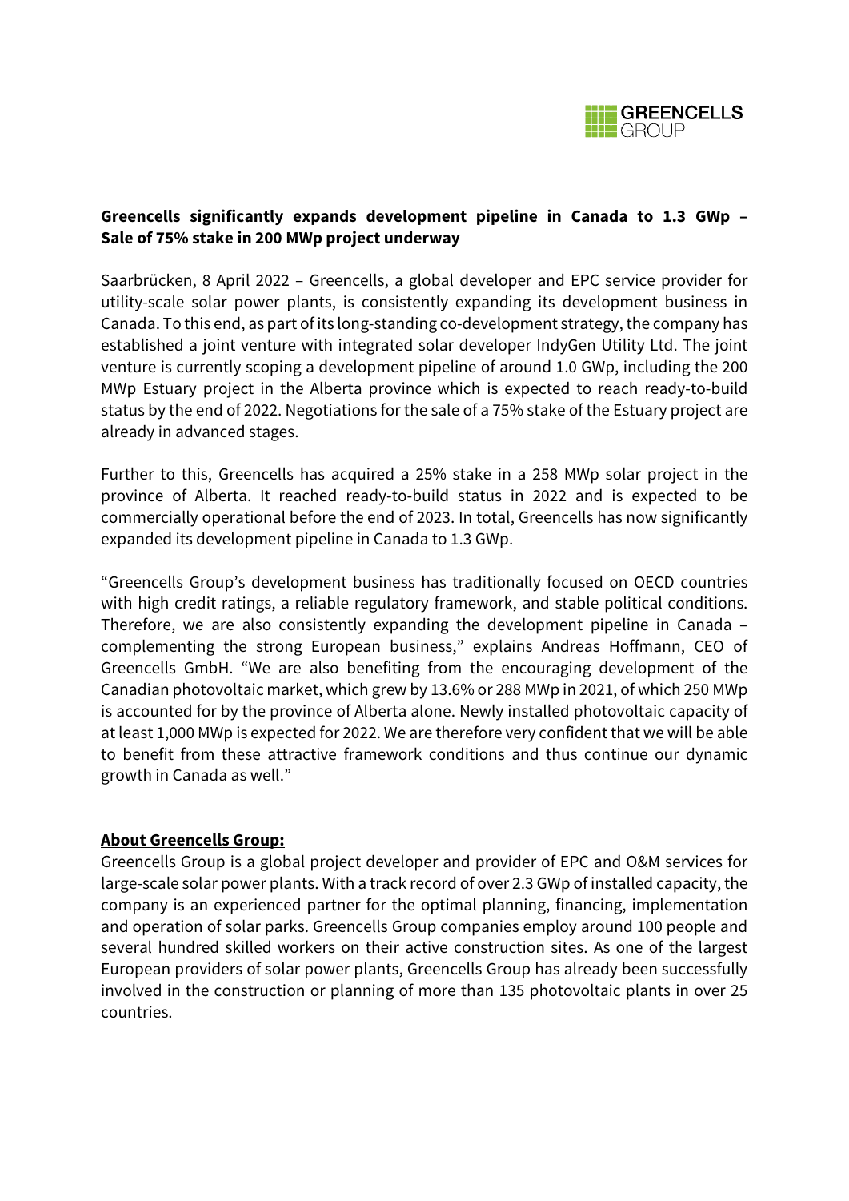**Greencells significantly expands development pipeline in Canada to 1.3 GWp – Sale of 75% stake in 200 MWp project underway**

Saarbrücken, 8 April 2022 – Greencells, a global developer and EPC service provider for utility-scale solar power plants, is consistently expanding its development business in Canada. To this end, as part of its long-standing co-development strategy, the company has established a joint venture with integrated solar developer IndyGen Utility Ltd. The joint venture is currently scoping a development pipeline of around 1.0 GWp, including the 200 MWp Estuary project in the Alberta province which is expected to reach ready-to-build status by the end of 2022. Negotiations for the sale of a 75% stake of the Estuary project are already in advanced stages.

Further to this, Greencells has acquired a 25% stake in a 258 MWp solar project in the province of Alberta. It reached ready-to-build status in 2022 and is expected to be commercially operational before the end of 2023. In total, Greencells has now significantly expanded its development pipeline in Canada to 1.3 GWp.

"Greencells Group's development business has traditionally focused on OECD countries with high credit ratings, a reliable regulatory framework, and stable political conditions. Therefore, we are also consistently expanding the development pipeline in Canada – complementing the strong European business," explains Andreas Hoffmann, CEO of Greencells GmbH. "We are also benefiting from the encouraging development of the Canadian photovoltaic market, which grew by 13.6% or 288 MWp in 2021, of which 250 MWp is accounted for by the province of Alberta alone. Newly installed photovoltaic capacity of at least 1,000 MWp is expected for 2022. We are therefore very confident that we will be able to benefit from these attractive framework conditions and thus continue our dynamic growth in Canada as well."

## About Greencells Group:

Greencells Group is a global project developer and provider of EPC and O&M services for large-scale solar power plants. With a track record of over 2.3 GWp of installed capacity, the company is an experienced partner for the optimal planning, financing, implementation and operation of solar parks. Greencells Group companies employ around 100 people and several hundred skilled workers on their active construction sites. As one of the largest European providers of solar power plants, Greencells Group has already been successfully involved in the construction or planning of more than 135 photovoltaic plants in over 25 countries.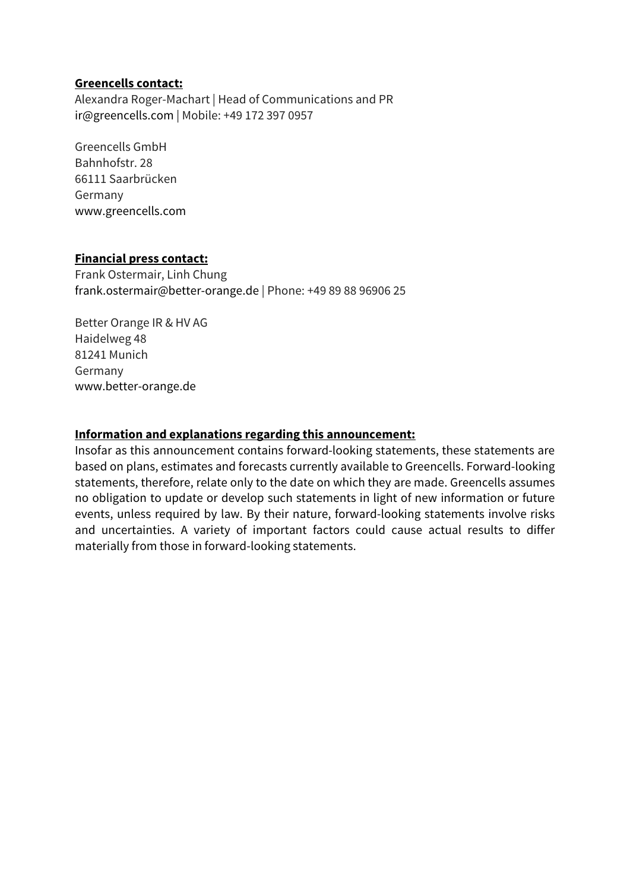**Greencells contact:**

Alexandra Roger-Machart | Head of Communications and PR
ir@greencells.com | Mobile: +49 172 397 0957

Greencells GmbH
Bahnhofstr. 28
66111 Saarbrücken
Germany
www.greencells.com

**Financial press contact:**

Frank Ostermair, Linh Chung
frank.ostermair@better-orange.de | Phone: +49 89 88 96906 25

Better Orange IR & HV AG
Haidelweg 48
81241 Munich
Germany
www.better-orange.de

**Information and explanations regarding this announcement:**

Insofar as this announcement contains forward-looking statements, these statements are based on plans, estimates and forecasts currently available to Greencells. Forward-looking statements, therefore, relate only to the date on which they are made. Greencells assumes no obligation to update or develop such statements in light of new information or future events, unless required by law. By their nature, forward-looking statements involve risks and uncertainties. A variety of important factors could cause actual results to differ materially from those in forward-looking statements.